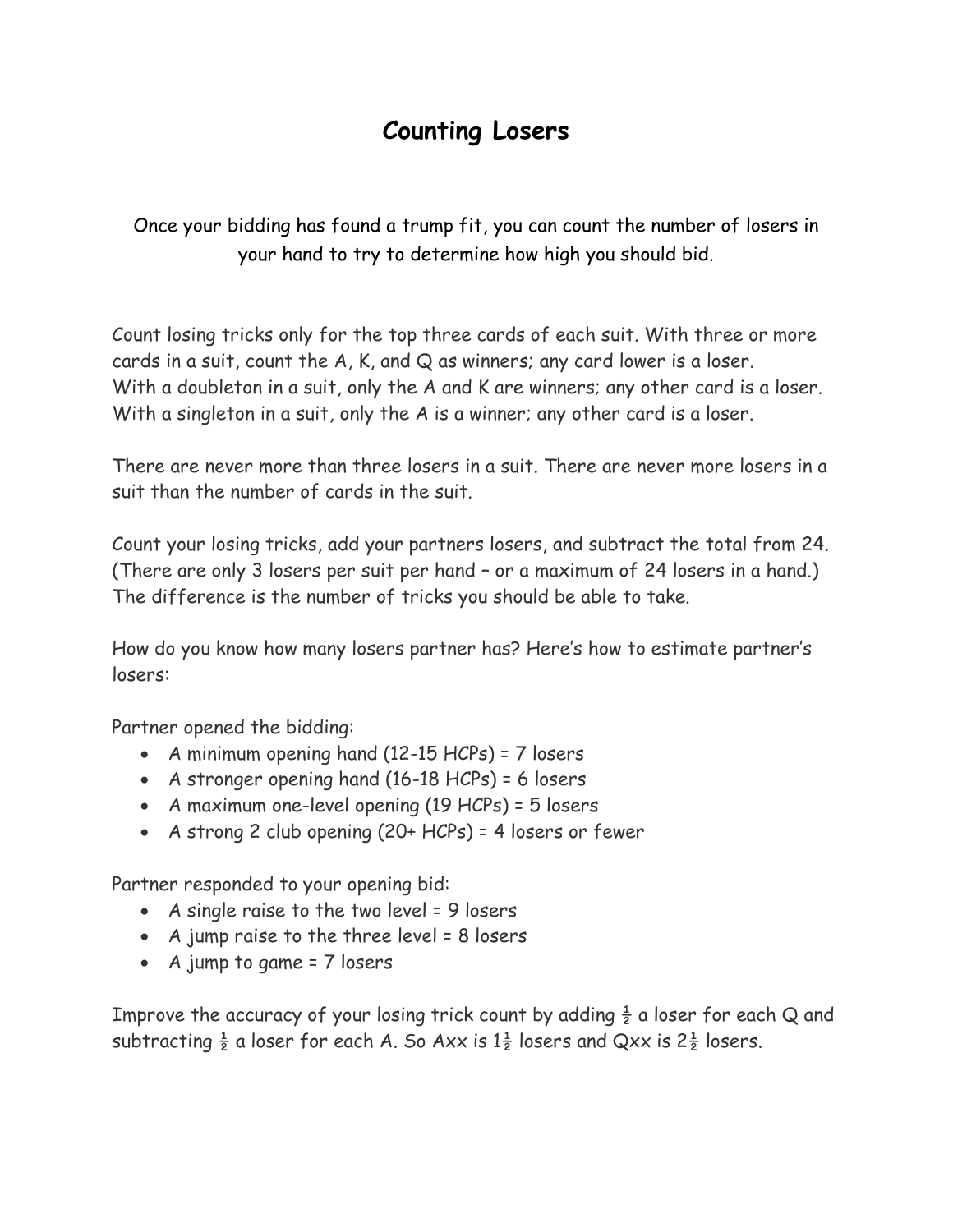# Counting Losers

Once your bidding has found a trump fit, you can count the number of losers in your hand to try to determine how high you should bid.

Count losing tricks only for the top three cards of each suit. With three or more cards in a suit, count the A, K, and Q as winners; any card lower is a loser. With a doubleton in a suit, only the A and K are winners; any other card is a loser. With a singleton in a suit, only the A is a winner; any other card is a loser.

There are never more than three losers in a suit. There are never more losers in a suit than the number of cards in the suit.

Count your losing tricks, add your partners losers, and subtract the total from 24. (There are only 3 losers per suit per hand – or a maximum of 24 losers in a hand.) The difference is the number of tricks you should be able to take.

How do you know how many losers partner has? Here's how to estimate partner's losers:

Partner opened the bidding:

- A minimum opening hand (12-15 HCPs) = 7 losers
- A stronger opening hand (16-18 HCPs) = 6 losers
- A maximum one-level opening (19 HCPs) = 5 losers
- A strong 2 club opening (20+ HCPs) = 4 losers or fewer

Partner responded to your opening bid:

- A single raise to the two level = 9 losers
- A jump raise to the three level = 8 losers
- A jump to game = 7 losers

Improve the accuracy of your losing trick count by adding ½ a loser for each Q and subtracting ½ a loser for each A. So Axx is 1½ losers and Qxx is 2½ losers.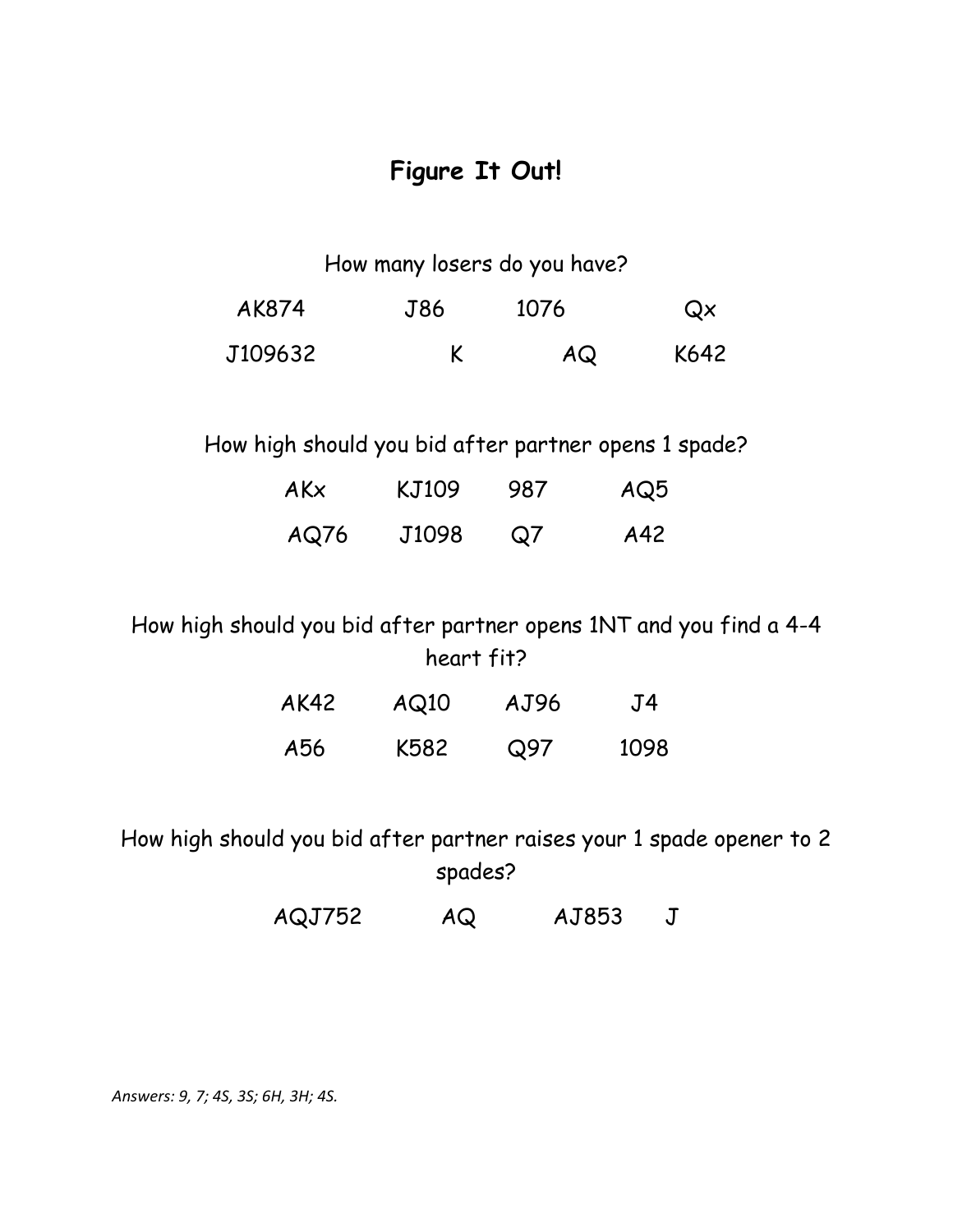# Figure It Out!

How many losers do you have?

| | | | |
|---|---|---|---|
| AK874 | J86 | 1076 | Qx |
| J109632 | K | AQ | K642 |

How high should you bid after partner opens 1 spade?

| | | | |
|---|---|---|---|
| AKx | KJ109 | 987 | AQ5 |
| AQ76 | J1098 | Q7 | A42 |

How high should you bid after partner opens 1NT and you find a 4-4 heart fit?

| | | | |
|---|---|---|---|
| AK42 | AQ10 | AJ96 | J4 |
| A56 | K582 | Q97 | 1098 |

How high should you bid after partner raises your 1 spade opener to 2 spades?

| | | | |
|---|---|---|---|
| AQJ752 | AQ | AJ853 | J |

*Answers: 9, 7; 4S, 3S; 6H, 3H; 4S.*